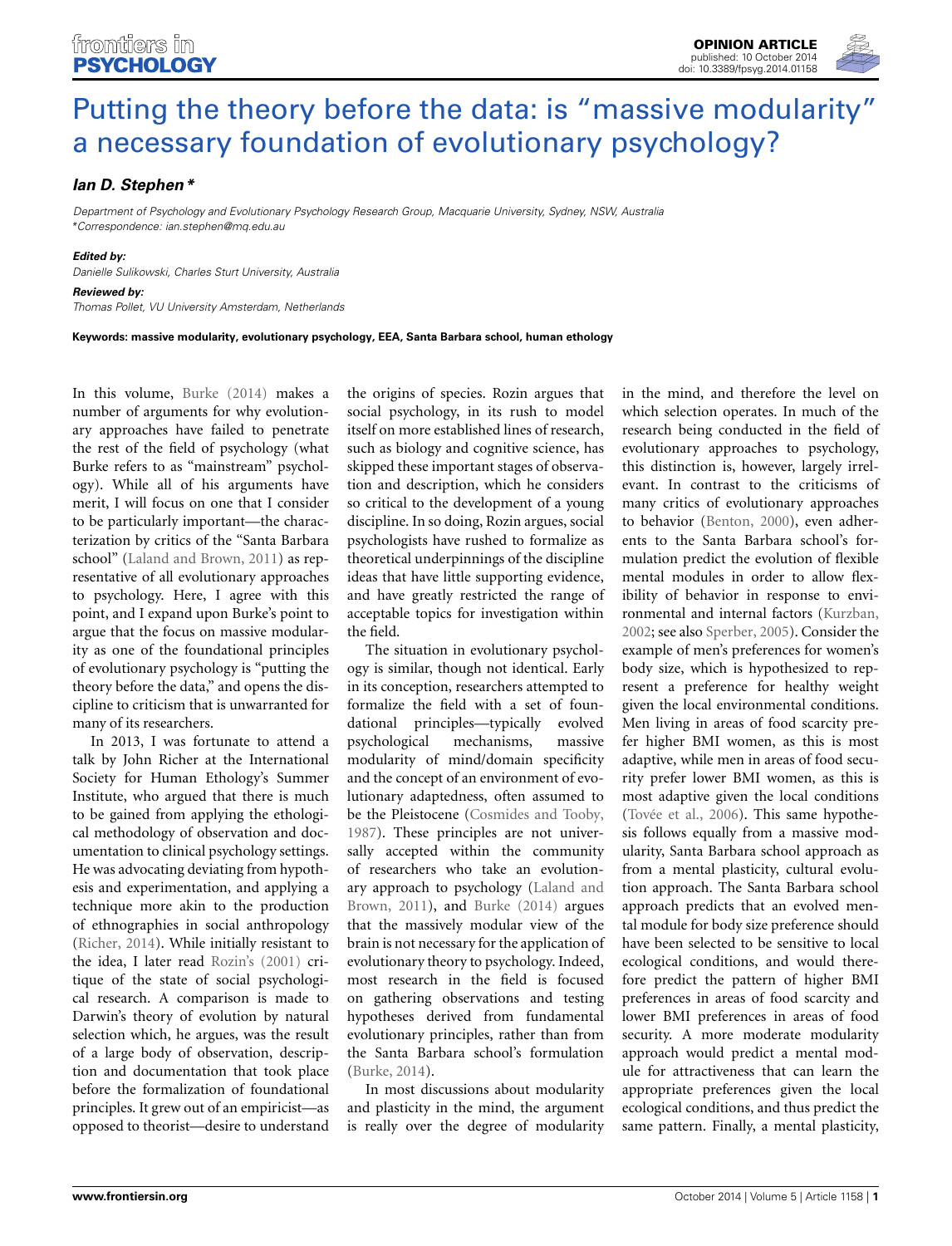OPINION ARTICLE
published: 10 October 2014
doi: 10.3389/fpsyg.2014.01158

# Putting the theory before the data: is "massive modularity" a necessary foundation of evolutionary psychology?

***Ian D. Stephen****

*Department of Psychology and Evolutionary Psychology Research Group, Macquarie University, Sydney, NSW, Australia*
*\*Correspondence: ian.stephen@mq.edu.au*

***Edited by:***
*Danielle Sulikowski, Charles Sturt University, Australia*

***Reviewed by:***
*Thomas Pollet, VU University Amsterdam, Netherlands*

**Keywords: massive modularity, evolutionary psychology, EEA, Santa Barbara school, human ethology**

In this volume, Burke (2014) makes a number of arguments for why evolutionary approaches have failed to penetrate the rest of the field of psychology (what Burke refers to as "mainstream" psychology). While all of his arguments have merit, I will focus on one that I consider to be particularly important—the characterization by critics of the "Santa Barbara school" (Laland and Brown, 2011) as representative of all evolutionary approaches to psychology. Here, I agree with this point, and I expand upon Burke's point to argue that the focus on massive modularity as one of the foundational principles of evolutionary psychology is "putting the theory before the data," and opens the discipline to criticism that is unwarranted for many of its researchers.

In 2013, I was fortunate to attend a talk by John Richer at the International Society for Human Ethology's Summer Institute, who argued that there is much to be gained from applying the ethological methodology of observation and documentation to clinical psychology settings. He was advocating deviating from hypothesis and experimentation, and applying a technique more akin to the production of ethnographies in social anthropology (Richer, 2014). While initially resistant to the idea, I later read Rozin's (2001) critique of the state of social psychological research. A comparison is made to Darwin's theory of evolution by natural selection which, he argues, was the result of a large body of observation, description and documentation that took place before the formalization of foundational principles. It grew out of an empiricist—as opposed to theorist—desire to understand the origins of species. Rozin argues that social psychology, in its rush to model itself on more established lines of research, such as biology and cognitive science, has skipped these important stages of observation and description, which he considers so critical to the development of a young discipline. In so doing, Rozin argues, social psychologists have rushed to formalize as theoretical underpinnings of the discipline ideas that have little supporting evidence, and have greatly restricted the range of acceptable topics for investigation within the field.

The situation in evolutionary psychology is similar, though not identical. Early in its conception, researchers attempted to formalize the field with a set of foundational principles—typically evolved psychological mechanisms, massive modularity of mind/domain specificity and the concept of an environment of evolutionary adaptedness, often assumed to be the Pleistocene (Cosmides and Tooby, 1987). These principles are not universally accepted within the community of researchers who take an evolutionary approach to psychology (Laland and Brown, 2011), and Burke (2014) argues that the massively modular view of the brain is not necessary for the application of evolutionary theory to psychology. Indeed, most research in the field is focused on gathering observations and testing hypotheses derived from fundamental evolutionary principles, rather than from the Santa Barbara school's formulation (Burke, 2014).

In most discussions about modularity and plasticity in the mind, the argument is really over the degree of modularity in the mind, and therefore the level on which selection operates. In much of the research being conducted in the field of evolutionary approaches to psychology, this distinction is, however, largely irrelevant. In contrast to the criticisms of many critics of evolutionary approaches to behavior (Benton, 2000), even adherents to the Santa Barbara school's formulation predict the evolution of flexible mental modules in order to allow flexibility of behavior in response to environmental and internal factors (Kurzban, 2002; see also Sperber, 2005). Consider the example of men's preferences for women's body size, which is hypothesized to represent a preference for healthy weight given the local environmental conditions. Men living in areas of food scarcity prefer higher BMI women, as this is most adaptive, while men in areas of food security prefer lower BMI women, as this is most adaptive given the local conditions (Tovée et al., 2006). This same hypothesis follows equally from a massive modularity, Santa Barbara school approach as from a mental plasticity, cultural evolution approach. The Santa Barbara school approach predicts that an evolved mental module for body size preference should have been selected to be sensitive to local ecological conditions, and would therefore predict the pattern of higher BMI preferences in areas of food scarcity and lower BMI preferences in areas of food security. A more moderate modularity approach would predict a mental module for attractiveness that can learn the appropriate preferences given the local ecological conditions, and thus predict the same pattern. Finally, a mental plasticity,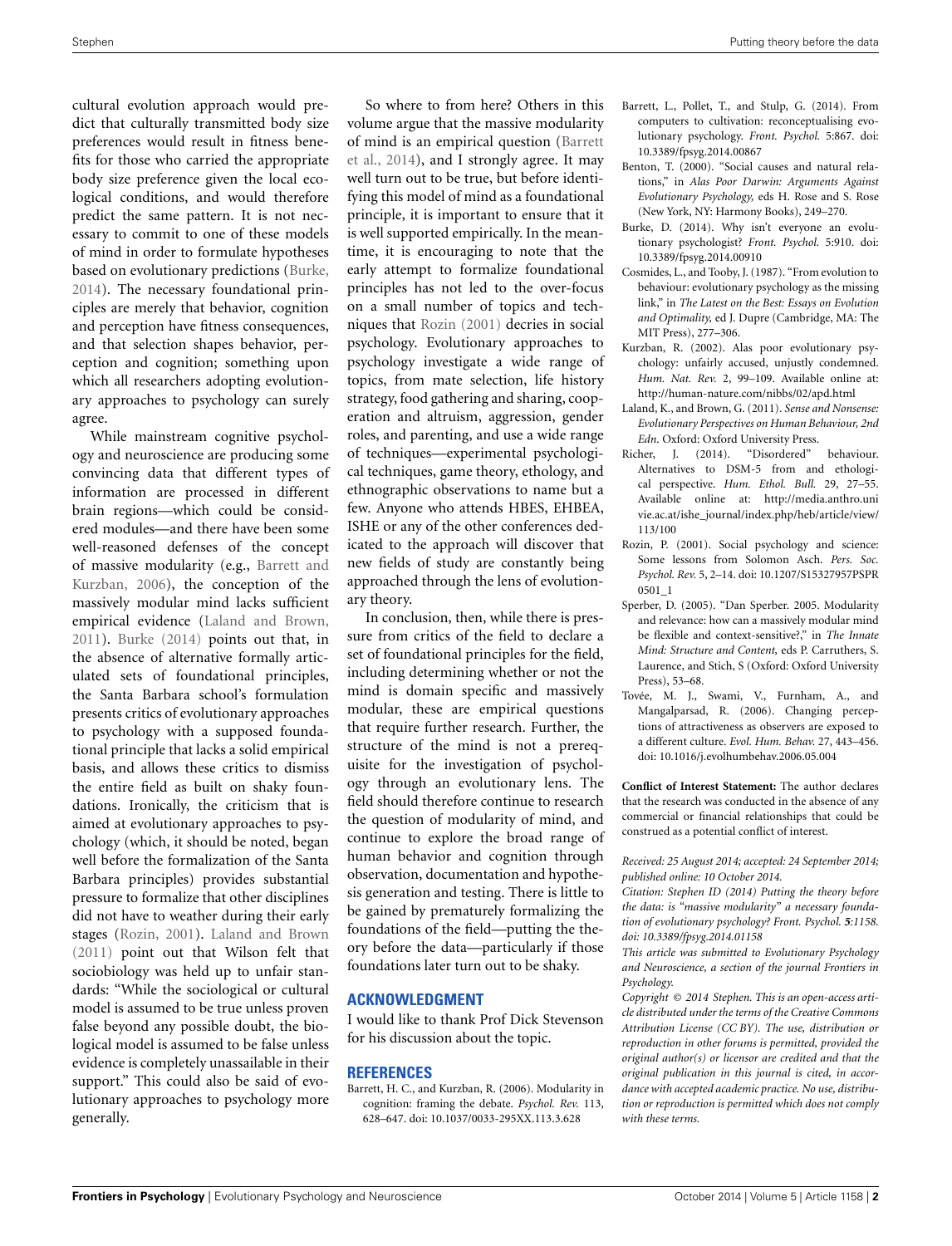cultural evolution approach would predict that culturally transmitted body size preferences would result in fitness benefits for those who carried the appropriate body size preference given the local ecological conditions, and would therefore predict the same pattern. It is not necessary to commit to one of these models of mind in order to formulate hypotheses based on evolutionary predictions (Burke, 2014). The necessary foundational principles are merely that behavior, cognition and perception have fitness consequences, and that selection shapes behavior, perception and cognition; something upon which all researchers adopting evolutionary approaches to psychology can surely agree.

While mainstream cognitive psychology and neuroscience are producing some convincing data that different types of information are processed in different brain regions—which could be considered modules—and there have been some well-reasoned defenses of the concept of massive modularity (e.g., Barrett and Kurzban, 2006), the conception of the massively modular mind lacks sufficient empirical evidence (Laland and Brown, 2011). Burke (2014) points out that, in the absence of alternative formally articulated sets of foundational principles, the Santa Barbara school's formulation presents critics of evolutionary approaches to psychology with a supposed foundational principle that lacks a solid empirical basis, and allows these critics to dismiss the entire field as built on shaky foundations. Ironically, the criticism that is aimed at evolutionary approaches to psychology (which, it should be noted, began well before the formalization of the Santa Barbara principles) provides substantial pressure to formalize that other disciplines did not have to weather during their early stages (Rozin, 2001). Laland and Brown (2011) point out that Wilson felt that sociobiology was held up to unfair standards: "While the sociological or cultural model is assumed to be true unless proven false beyond any possible doubt, the biological model is assumed to be false unless evidence is completely unassailable in their support." This could also be said of evolutionary approaches to psychology more generally.

So where to from here? Others in this volume argue that the massive modularity of mind is an empirical question (Barrett et al., 2014), and I strongly agree. It may well turn out to be true, but before identifying this model of mind as a foundational principle, it is important to ensure that it is well supported empirically. In the meantime, it is encouraging to note that the early attempt to formalize foundational principles has not led to the over-focus on a small number of topics and techniques that Rozin (2001) decries in social psychology. Evolutionary approaches to psychology investigate a wide range of topics, from mate selection, life history strategy, food gathering and sharing, cooperation and altruism, aggression, gender roles, and parenting, and use a wide range of techniques—experimental psychological techniques, game theory, ethology, and ethnographic observations to name but a few. Anyone who attends HBES, EHBEA, ISHE or any of the other conferences dedicated to the approach will discover that new fields of study are constantly being approached through the lens of evolutionary theory.

In conclusion, then, while there is pressure from critics of the field to declare a set of foundational principles for the field, including determining whether or not the mind is domain specific and massively modular, these are empirical questions that require further research. Further, the structure of the mind is not a prerequisite for the investigation of psychology through an evolutionary lens. The field should therefore continue to research the question of modularity of mind, and continue to explore the broad range of human behavior and cognition through observation, documentation and hypothesis generation and testing. There is little to be gained by prematurely formalizing the foundations of the field—putting the theory before the data—particularly if those foundations later turn out to be shaky.

## ACKNOWLEDGMENT

I would like to thank Prof Dick Stevenson for his discussion about the topic.

## REFERENCES

Barrett, H. C., and Kurzban, R. (2006). Modularity in cognition: framing the debate. *Psychol. Rev.* 113, 628–647. doi: 10.1037/0033-295XX.113.3.628

Barrett, L., Pollet, T., and Stulp, G. (2014). From computers to cultivation: reconceptualising evolutionary psychology. *Front. Psychol.* 5:867. doi: 10.3389/fpsyg.2014.00867

Benton, T. (2000). "Social causes and natural relations," in *Alas Poor Darwin: Arguments Against Evolutionary Psychology,* eds H. Rose and S. Rose (New York, NY: Harmony Books), 249–270.

Burke, D. (2014). Why isn't everyone an evolutionary psychologist? *Front. Psychol.* 5:910. doi: 10.3389/fpsyg.2014.00910

Cosmides, L., and Tooby, J. (1987). "From evolution to behaviour: evolutionary psychology as the missing link," in *The Latest on the Best: Essays on Evolution and Optimality,* ed J. Dupre (Cambridge, MA: The MIT Press), 277–306.

Kurzban, R. (2002). Alas poor evolutionary psychology: unfairly accused, unjustly condemned. *Hum. Nat. Rev.* 2, 99–109. Available online at: http://human-nature.com/nibbs/02/apd.html

Laland, K., and Brown, G. (2011). *Sense and Nonsense: Evolutionary Perspectives on Human Behaviour, 2nd Edn*. Oxford: Oxford University Press.

Richer, J. (2014). "Disordered" behaviour. Alternatives to DSM-5 from and ethological perspective. *Hum. Ethol. Bull.* 29, 27–55. Available online at: http://media.anthro.univie.ac.at/ishe_journal/index.php/heb/article/view/113/100

Rozin, P. (2001). Social psychology and science: Some lessons from Solomon Asch. *Pers. Soc. Psychol. Rev.* 5, 2–14. doi: 10.1207/S15327957PSPR0501_1

Sperber, D. (2005). "Dan Sperber. 2005. Modularity and relevance: how can a massively modular mind be flexible and context-sensitive?," in *The Innate Mind: Structure and Content,* eds P. Carruthers, S. Laurence, and Stich, S (Oxford: Oxford University Press), 53–68.

Tovée, M. J., Swami, V., Furnham, A., and Mangalparsad, R. (2006). Changing perceptions of attractiveness as observers are exposed to a different culture. *Evol. Hum. Behav.* 27, 443–456. doi: 10.1016/j.evolhumbehav.2006.05.004

**Conflict of Interest Statement:** The author declares that the research was conducted in the absence of any commercial or financial relationships that could be construed as a potential conflict of interest.

*Received: 25 August 2014; accepted: 24 September 2014; published online: 10 October 2014.*

*Citation: Stephen ID (2014) Putting the theory before the data: is "massive modularity" a necessary foundation of evolutionary psychology? Front. Psychol.* ***5****:1158. doi: 10.3389/fpsyg.2014.01158*

*This article was submitted to Evolutionary Psychology and Neuroscience, a section of the journal Frontiers in Psychology.*

*Copyright © 2014 Stephen. This is an open-access article distributed under the terms of the Creative Commons Attribution License (CC BY). The use, distribution or reproduction in other forums is permitted, provided the original author(s) or licensor are credited and that the original publication in this journal is cited, in accordance with accepted academic practice. No use, distribution or reproduction is permitted which does not comply with these terms.*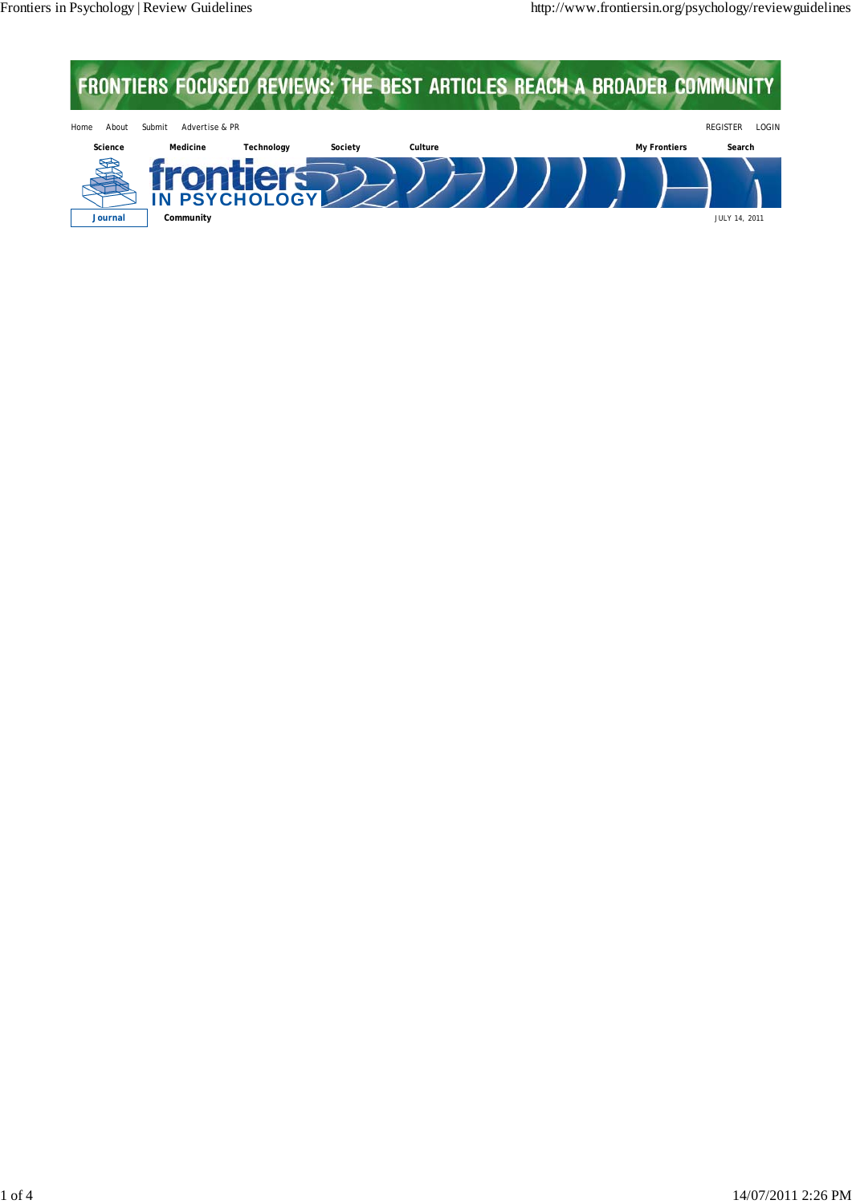FRONTIERS FOCUSED REVIEWS: THE BEST ARTICLES REACH A BROADER COMMUNITY

Home About Submit Advertise & PR REGISTER LOGIN

Science Medicine Technology Society Culture My Frontiers Search

frontiers IN PSYCHOLOGY

Journal Community JULY 14, 2011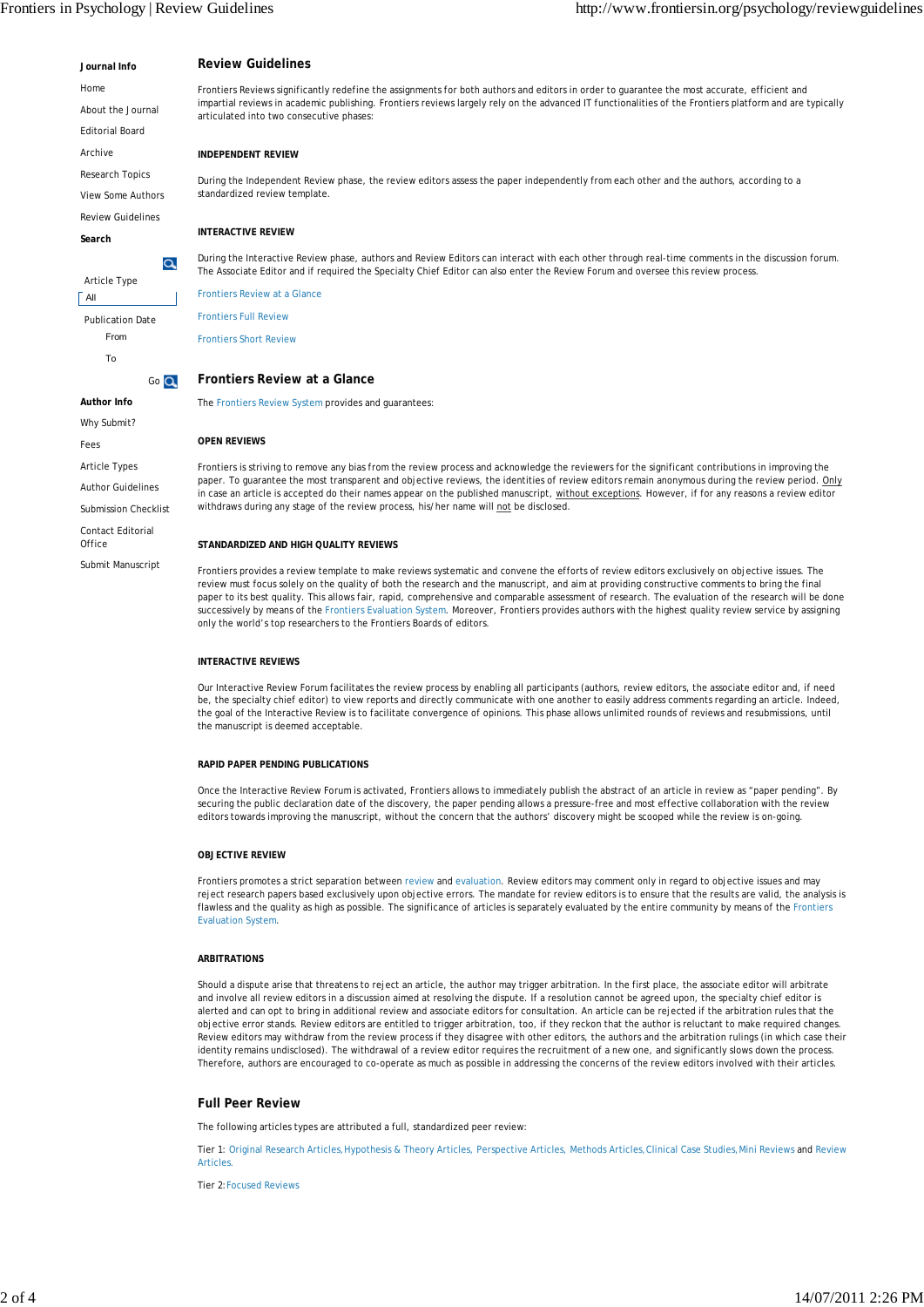Journal Info

Home

About the Journal

Editorial Board

Archive

Research Topics

View Some Authors

Review Guidelines

Search

Article Type

All

Publication Date

From

To

Go

Author Info

Why Submit?

Fees

Article Types

Author Guidelines

Submission Checklist

Contact Editorial Office

Submit Manuscript

## Review Guidelines

Frontiers Reviews significantly redefine the assignments for both authors and editors in order to guarantee the most accurate, efficient and impartial reviews in academic publishing. Frontiers reviews largely rely on the advanced IT functionalities of the Frontiers platform and are typically articulated into two consecutive phases:

#### INDEPENDENT REVIEW

During the Independent Review phase, the review editors assess the paper independently from each other and the authors, according to a standardized review template.

#### INTERACTIVE REVIEW

During the Interactive Review phase, authors and Review Editors can interact with each other through real-time comments in the discussion forum. The Associate Editor and if required the Specialty Chief Editor can also enter the Review Forum and oversee this review process.

Frontiers Review at a Glance

Frontiers Full Review

Frontiers Short Review

## Frontiers Review at a Glance

The Frontiers Review System provides and guarantees:

#### OPEN REVIEWS

Frontiers is striving to remove any bias from the review process and acknowledge the reviewers for the significant contributions in improving the paper. To guarantee the most transparent and objective reviews, the identities of review editors remain anonymous during the review period. Only in case an article is accepted do their names appear on the published manuscript, without exceptions. However, if for any reasons a review editor withdraws during any stage of the review process, his/her name will not be disclosed.

#### STANDARDIZED AND HIGH QUALITY REVIEWS

Frontiers provides a review template to make reviews systematic and convene the efforts of review editors exclusively on objective issues. The review must focus solely on the quality of both the research and the manuscript, and aim at providing constructive comments to bring the final paper to its best quality. This allows fair, rapid, comprehensive and comparable assessment of research. The evaluation of the research will be done successively by means of the Frontiers Evaluation System. Moreover, Frontiers provides authors with the highest quality review service by assigning only the world's top researchers to the Frontiers Boards of editors.

#### INTERACTIVE REVIEWS

Our Interactive Review Forum facilitates the review process by enabling all participants (authors, review editors, the associate editor and, if need be, the specialty chief editor) to view reports and directly communicate with one another to easily address comments regarding an article. Indeed, the goal of the Interactive Review is to facilitate convergence of opinions. This phase allows unlimited rounds of reviews and resubmissions, until the manuscript is deemed acceptable.

#### RAPID PAPER PENDING PUBLICATIONS

Once the Interactive Review Forum is activated, Frontiers allows to immediately publish the abstract of an article in review as "paper pending". By securing the public declaration date of the discovery, the paper pending allows a pressure-free and most effective collaboration with the review editors towards improving the manuscript, without the concern that the authors' discovery might be scooped while the review is on-going.

#### OBJECTIVE REVIEW

Frontiers promotes a strict separation between review and evaluation. Review editors may comment only in regard to objective issues and may reject research papers based exclusively upon objective errors. The mandate for review editors is to ensure that the results are valid, the analysis is flawless and the quality as high as possible. The significance of articles is separately evaluated by the entire community by means of the Frontiers Evaluation System.

#### ARBITRATIONS

Should a dispute arise that threatens to reject an article, the author may trigger arbitration. In the first place, the associate editor will arbitrate and involve all review editors in a discussion aimed at resolving the dispute. If a resolution cannot be agreed upon, the specialty chief editor is alerted and can opt to bring in additional review and associate editors for consultation. An article can be rejected if the arbitration rules that the objective error stands. Review editors are entitled to trigger arbitration, too, if they reckon that the author is reluctant to make required changes. Review editors may withdraw from the review process if they disagree with other editors, the authors and the arbitration rulings (in which case their identity remains undisclosed). The withdrawal of a review editor requires the recruitment of a new one, and significantly slows down the process. Therefore, authors are encouraged to co-operate as much as possible in addressing the concerns of the review editors involved with their articles.

## Full Peer Review

The following articles types are attributed a full, standardized peer review:

Tier 1: Original Research Articles, Hypothesis & Theory Articles, Perspective Articles, Methods Articles, Clinical Case Studies, Mini Reviews and Review Articles.

Tier 2: Focused Reviews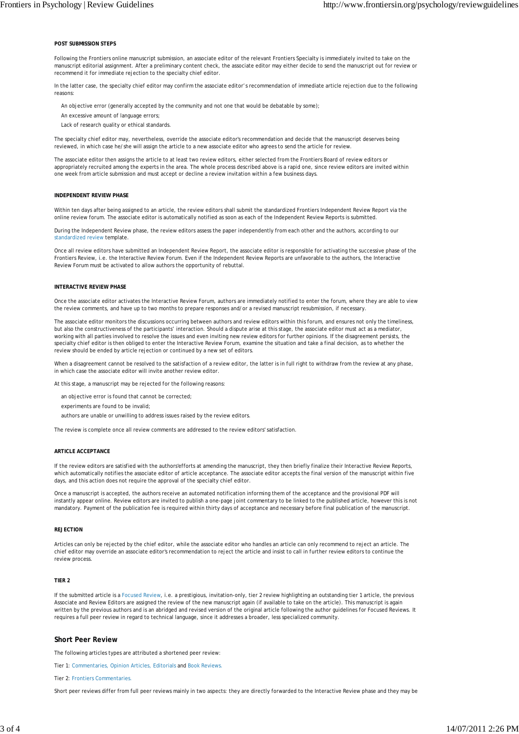#### POST SUBMISSION STEPS

Following the Frontiers online manuscript submission, an associate editor of the relevant Frontiers Specialty is immediately invited to take on the manuscript editorial assignment. After a preliminary content check, the associate editor may either decide to send the manuscript out for review or recommend it for immediate rejection to the specialty chief editor.

In the latter case, the specialty chief editor may confirm the associate editor's recommendation of immediate article rejection due to the following reasons:

- An objective error (generally accepted by the community and not one that would be debatable by some);
- An excessive amount of language errors;
- Lack of research quality or ethical standards.

The specialty chief editor may, nevertheless, override the associate editor's recommendation and decide that the manuscript deserves being reviewed, in which case he/she will assign the article to a new associate editor who agrees to send the article for review.

The associate editor then assigns the article to at least two review editors, either selected from the Frontiers Board of review editors or appropriately recruited among the experts in the area. The whole process described above is a rapid one, since review editors are invited within one week from article submission and must accept or decline a review invitation within a few business days.

#### INDEPENDENT REVIEW PHASE

Within ten days after being assigned to an article, the review editors shall submit the standardized Frontiers Independent Review Report via the online review forum. The associate editor is automatically notified as soon as each of the Independent Review Reports is submitted.

During the Independent Review phase, the review editors assess the paper independently from each other and the authors, according to our standardized review template.

Once all review editors have submitted an Independent Review Report, the associate editor is responsible for activating the successive phase of the Frontiers Review, i.e. the Interactive Review Forum. Even if the Independent Review Reports are unfavorable to the authors, the Interactive Review Forum must be activated to allow authors the opportunity of rebuttal.

#### INTERACTIVE REVIEW PHASE

Once the associate editor activates the Interactive Review Forum, authors are immediately notified to enter the forum, where they are able to view the review comments, and have up to two months to prepare responses and/or a revised manuscript resubmission, if necessary.

The associate editor monitors the discussions occurring between authors and review editors within this forum, and ensures not only the timeliness, but also the constructiveness of the participants' interaction. Should a dispute arise at this stage, the associate editor must act as a mediator, working with all parties involved to resolve the issues and even inviting new review editors for further opinions. If the disagreement persists, the specialty chief editor is then obliged to enter the Interactive Review Forum, examine the situation and take a final decision, as to whether the review should be ended by article rejection or continued by a new set of editors.

When a disagreement cannot be resolved to the satisfaction of a review editor, the latter is in full right to withdraw from the review at any phase, in which case the associate editor will invite another review editor.

At this stage, a manuscript may be rejected for the following reasons:

- an objective error is found that cannot be corrected;
- experiments are found to be invalid;
- authors are unable or unwilling to address issues raised by the review editors.

The review is complete once all review comments are addressed to the review editors' satisfaction.

#### ARTICLE ACCEPTANCE

If the review editors are satisfied with the authors'efforts at amending the manuscript, they then briefly finalize their Interactive Review Reports, which automatically notifies the associate editor of article acceptance. The associate editor accepts the final version of the manuscript within five days, and this action does not require the approval of the specialty chief editor.

Once a manuscript is accepted, the authors receive an automated notification informing them of the acceptance and the provisional PDF will instantly appear online. Review editors are invited to publish a one-page joint commentary to be linked to the published article, however this is not mandatory. Payment of the publication fee is required within thirty days of acceptance and necessary before final publication of the manuscript.

#### REJECTION

Articles can only be rejected by the chief editor, while the associate editor who handles an article can only recommend to reject an article. The chief editor may override an associate editor's recommendation to reject the article and insist to call in further review editors to continue the review process.

#### TIER 2

If the submitted article is a Focused Review, i.e. a prestigious, invitation-only, tier 2 review highlighting an outstanding tier 1 article, the previous Associate and Review Editors are assigned the review of the new manuscript again (if available to take on the article). This manuscript is again written by the previous authors and is an abridged and revised version of the original article following the author guidelines for Focused Reviews. It requires a full peer review in regard to technical language, since it addresses a broader, less specialized community.

### Short Peer Review

The following articles types are attributed a shortened peer review:

Tier 1: Commentaries, Opinion Articles, Editorials and Book Reviews.

Tier 2: Frontiers Commentaries.

Short peer reviews differ from full peer reviews mainly in two aspects: they are directly forwarded to the Interactive Review phase and they may be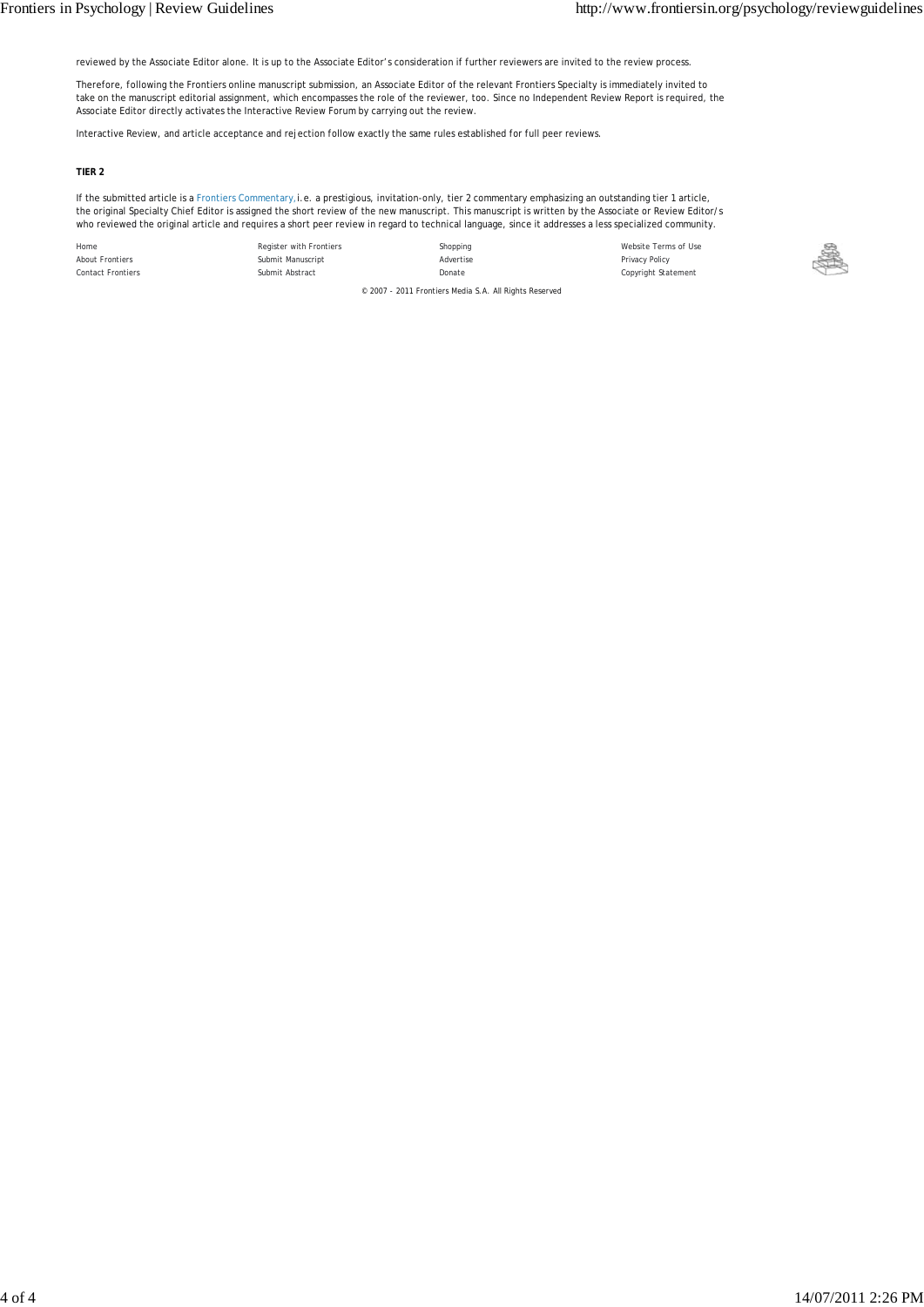reviewed by the Associate Editor alone. It is up to the Associate Editor's consideration if further reviewers are invited to the review process.

Therefore, following the Frontiers online manuscript submission, an Associate Editor of the relevant Frontiers Specialty is immediately invited to take on the manuscript editorial assignment, which encompasses the role of the reviewer, too. Since no Independent Review Report is required, the Associate Editor directly activates the Interactive Review Forum by carrying out the review.

Interactive Review, and article acceptance and rejection follow exactly the same rules established for full peer reviews.

**TIER 2**

If the submitted article is a Frontiers Commentary, i.e. a prestigious, invitation-only, tier 2 commentary emphasizing an outstanding tier 1 article, the original Specialty Chief Editor is assigned the short review of the new manuscript. This manuscript is written by the Associate or Review Editor/s who reviewed the original article and requires a short peer review in regard to technical language, since it addresses a less specialized community.

| | | | |
|---|---|---|---|
| Home | Register with Frontiers | Shopping | Website Terms of Use |
| About Frontiers | Submit Manuscript | Advertise | Privacy Policy |
| Contact Frontiers | Submit Abstract | Donate | Copyright Statement |

© 2007 - 2011 Frontiers Media S.A. All Rights Reserved